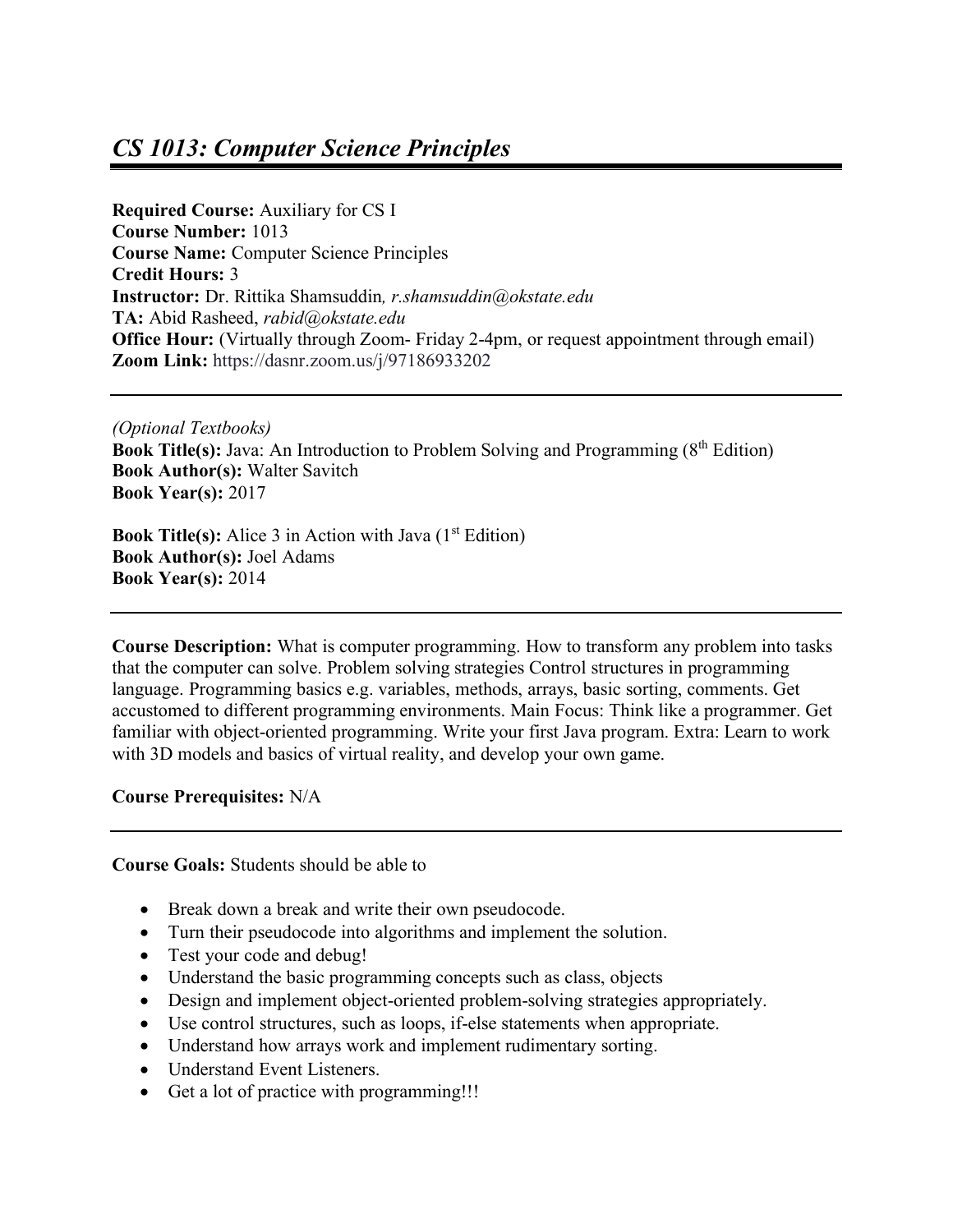# *CS 1013: Computer Science Principles*

**Required Course:** Auxiliary for CS I
**Course Number:** 1013
**Course Name:** Computer Science Principles
**Credit Hours:** 3
**Instructor:** Dr. Rittika Shamsuddin*, r.shamsuddin@okstate.edu*
**TA:** Abid Rasheed, *rabid@okstate.edu*
**Office Hour:** (Virtually through Zoom- Friday 2-4pm, or request appointment through email)
**Zoom Link:** https://dasnr.zoom.us/j/97186933202

---

*(Optional Textbooks)*
**Book Title(s):** Java: An Introduction to Problem Solving and Programming (8th Edition)
**Book Author(s):** Walter Savitch
**Book Year(s):** 2017

**Book Title(s):** Alice 3 in Action with Java (1st Edition)
**Book Author(s):** Joel Adams
**Book Year(s):** 2014

---

**Course Description:** What is computer programming. How to transform any problem into tasks that the computer can solve. Problem solving strategies Control structures in programming language. Programming basics e.g. variables, methods, arrays, basic sorting, comments. Get accustomed to different programming environments. Main Focus: Think like a programmer. Get familiar with object-oriented programming. Write your first Java program. Extra: Learn to work with 3D models and basics of virtual reality, and develop your own game.

**Course Prerequisites:** N/A

---

**Course Goals:** Students should be able to

- Break down a break and write their own pseudocode.
- Turn their pseudocode into algorithms and implement the solution.
- Test your code and debug!
- Understand the basic programming concepts such as class, objects
- Design and implement object-oriented problem-solving strategies appropriately.
- Use control structures, such as loops, if-else statements when appropriate.
- Understand how arrays work and implement rudimentary sorting.
- Understand Event Listeners.
- Get a lot of practice with programming!!!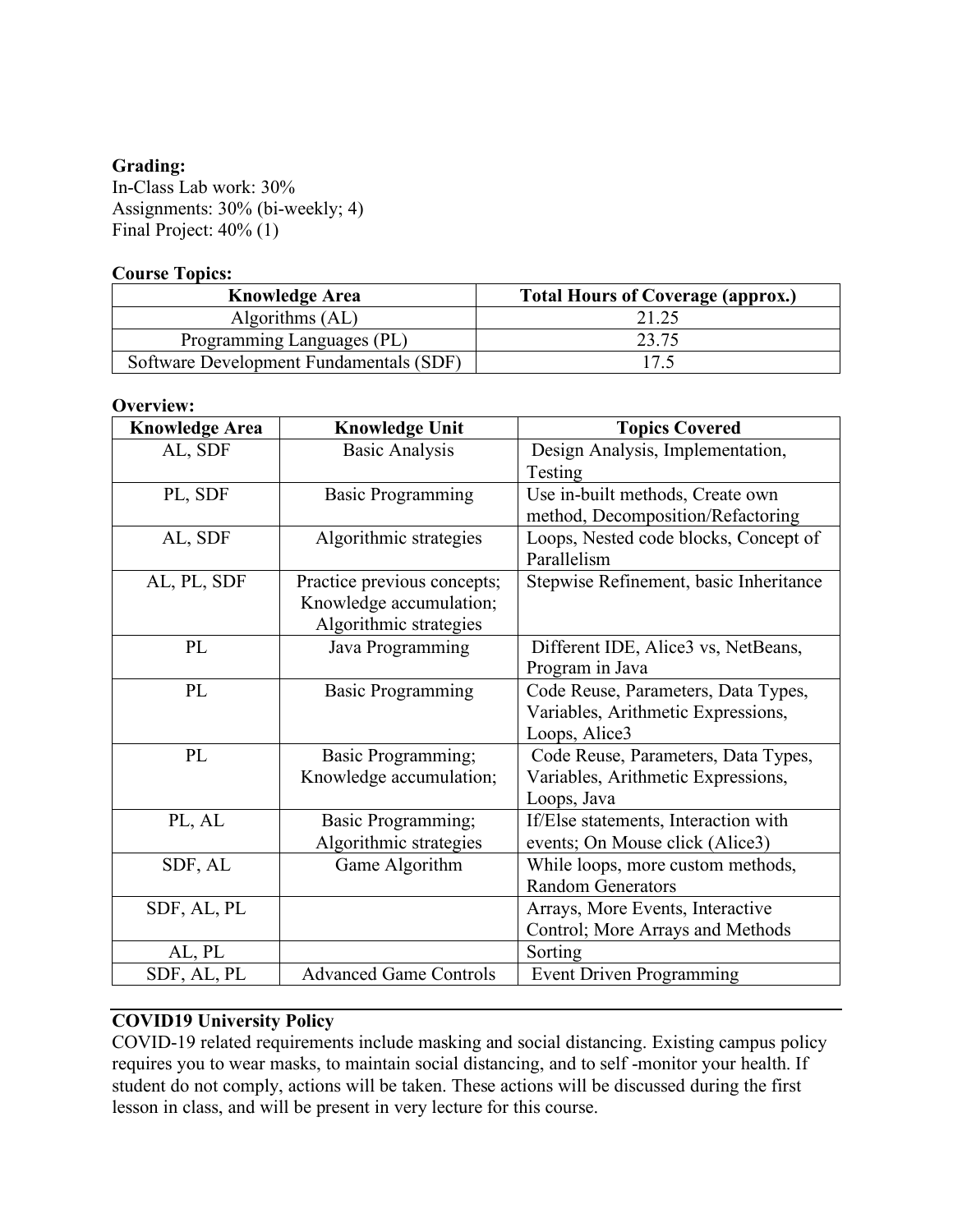**Grading:**
In-Class Lab work: 30%
Assignments: 30% (bi-weekly; 4)
Final Project: 40% (1)

**Course Topics:**

| Knowledge Area | Total Hours of Coverage (approx.) |
|---|---|
| Algorithms (AL) | 21.25 |
| Programming Languages (PL) | 23.75 |
| Software Development Fundamentals (SDF) | 17.5 |

**Overview:**

| Knowledge Area | Knowledge Unit | Topics Covered |
|---|---|---|
| AL, SDF | Basic Analysis | Design Analysis, Implementation, Testing |
| PL, SDF | Basic Programming | Use in-built methods, Create own method, Decomposition/Refactoring |
| AL, SDF | Algorithmic strategies | Loops, Nested code blocks, Concept of Parallelism |
| AL, PL, SDF | Practice previous concepts; Knowledge accumulation; Algorithmic strategies | Stepwise Refinement, basic Inheritance |
| PL | Java Programming | Different IDE, Alice3 vs, NetBeans, Program in Java |
| PL | Basic Programming | Code Reuse, Parameters, Data Types, Variables, Arithmetic Expressions, Loops, Alice3 |
| PL | Basic Programming; Knowledge accumulation; | Code Reuse, Parameters, Data Types, Variables, Arithmetic Expressions, Loops, Java |
| PL, AL | Basic Programming; Algorithmic strategies | If/Else statements, Interaction with events; On Mouse click (Alice3) |
| SDF, AL | Game Algorithm | While loops, more custom methods, Random Generators |
| SDF, AL, PL | | Arrays, More Events, Interactive Control; More Arrays and Methods |
| AL, PL | | Sorting |
| SDF, AL, PL | Advanced Game Controls | Event Driven Programming |

**COVID19 University Policy**

COVID-19 related requirements include masking and social distancing. Existing campus policy requires you to wear masks, to maintain social distancing, and to self -monitor your health. If student do not comply, actions will be taken. These actions will be discussed during the first lesson in class, and will be present in very lecture for this course.